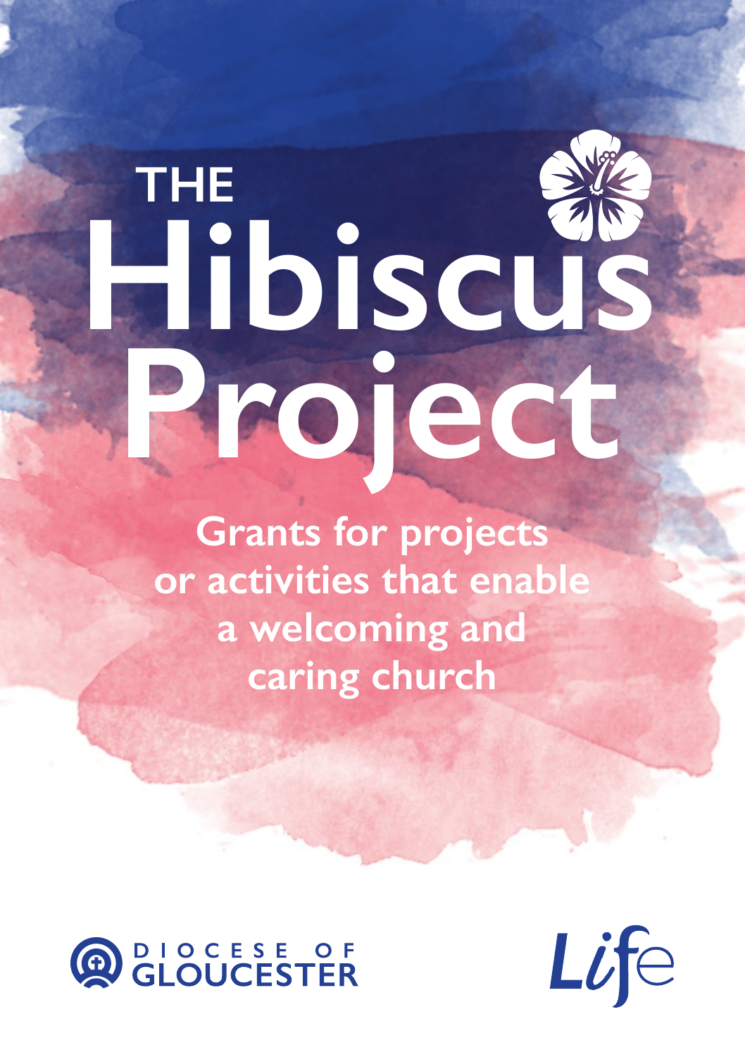# THE Hibiscus Project

**Grants for projects or activities that enable a welcoming and caring church**

DIOCESE OF GLOUCESTER

Life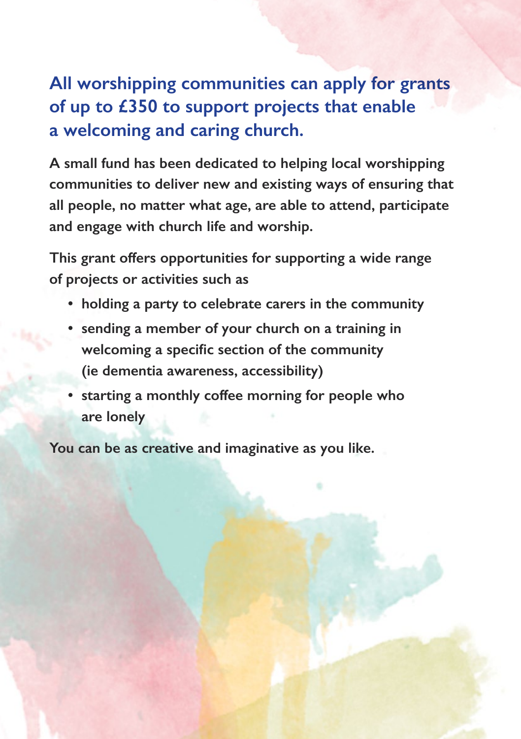## All worshipping communities can apply for grants of up to £350 to support projects that enable a welcoming and caring church.

**A small fund has been dedicated to helping local worshipping communities to deliver new and existing ways of ensuring that all people, no matter what age, are able to attend, participate and engage with church life and worship.**

**This grant offers opportunities for supporting a wide range of projects or activities such as**

- **holding a party to celebrate carers in the community**
- **sending a member of your church on a training in welcoming a specific section of the community (ie dementia awareness, accessibility)**
- **starting a monthly coffee morning for people who are lonely**

**You can be as creative and imaginative as you like.**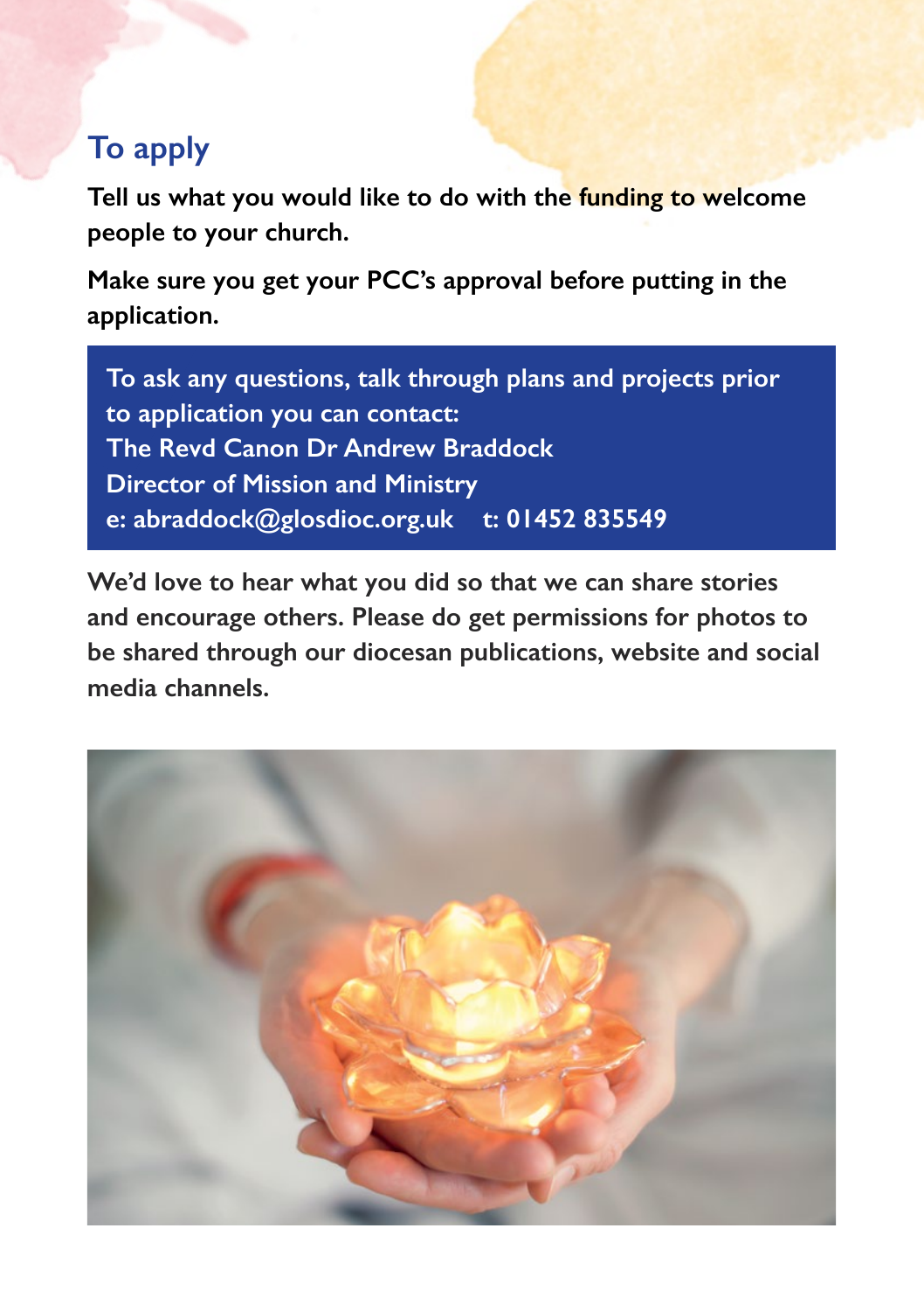## To apply

**Tell us what you would like to do with the funding to welcome people to your church.**

**Make sure you get your PCC's approval before putting in the application.**

> To ask any questions, talk through plans and projects prior to application you can contact:
> The Revd Canon Dr Andrew Braddock
> Director of Mission and Ministry
> e: abraddock@glosdioc.org.uk    t: 01452 835549

**We'd love to hear what you did so that we can share stories and encourage others. Please do get permissions for photos to be shared through our diocesan publications, website and social media channels.**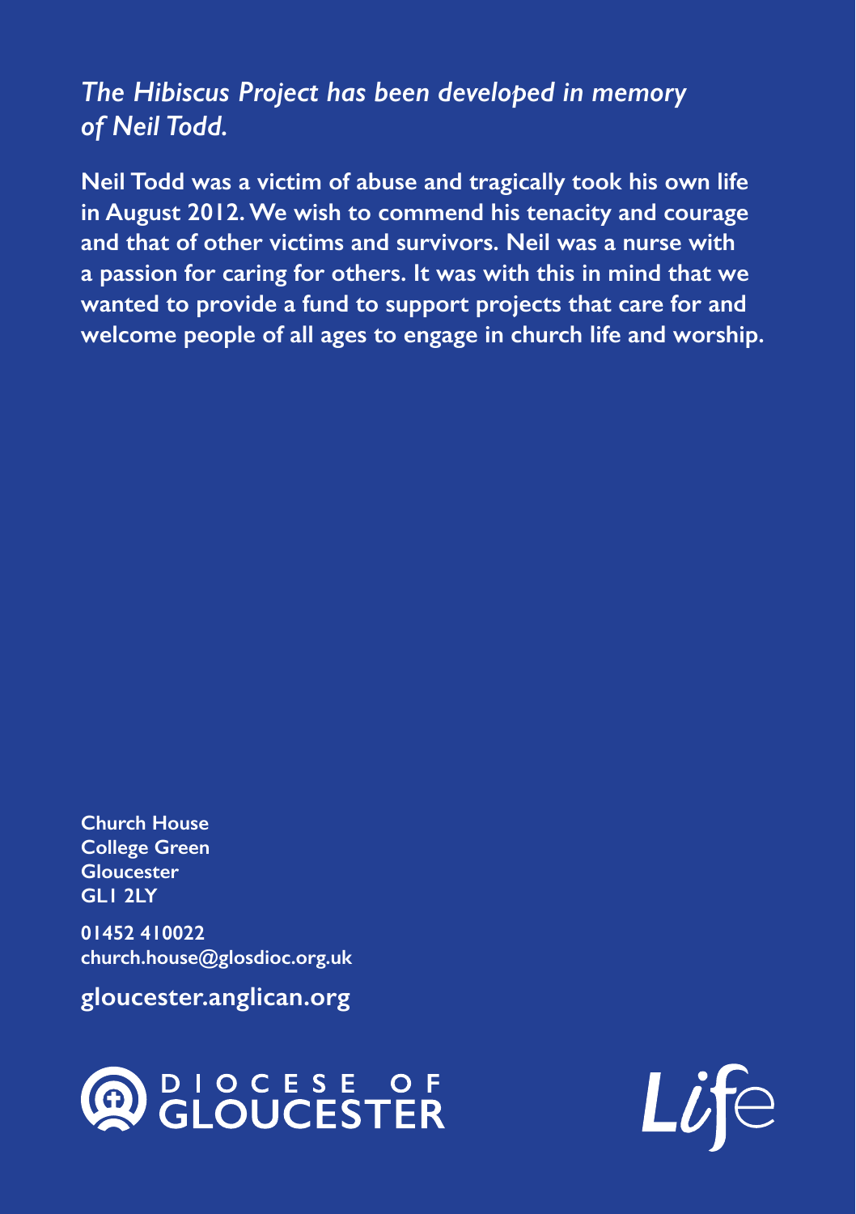*The Hibiscus Project has been developed in memory of Neil Todd.*

**Neil Todd was a victim of abuse and tragically took his own life in August 2012. We wish to commend his tenacity and courage and that of other victims and survivors. Neil was a nurse with a passion for caring for others. It was with this in mind that we wanted to provide a fund to support projects that care for and welcome people of all ages to engage in church life and worship.**

**Church House**
**College Green**
**Gloucester**
**GL1 2LY**

**01452 410022**
**church.house@glosdioc.org.uk**

**gloucester.anglican.org**

DIOCESE OF GLOUCESTER

Life